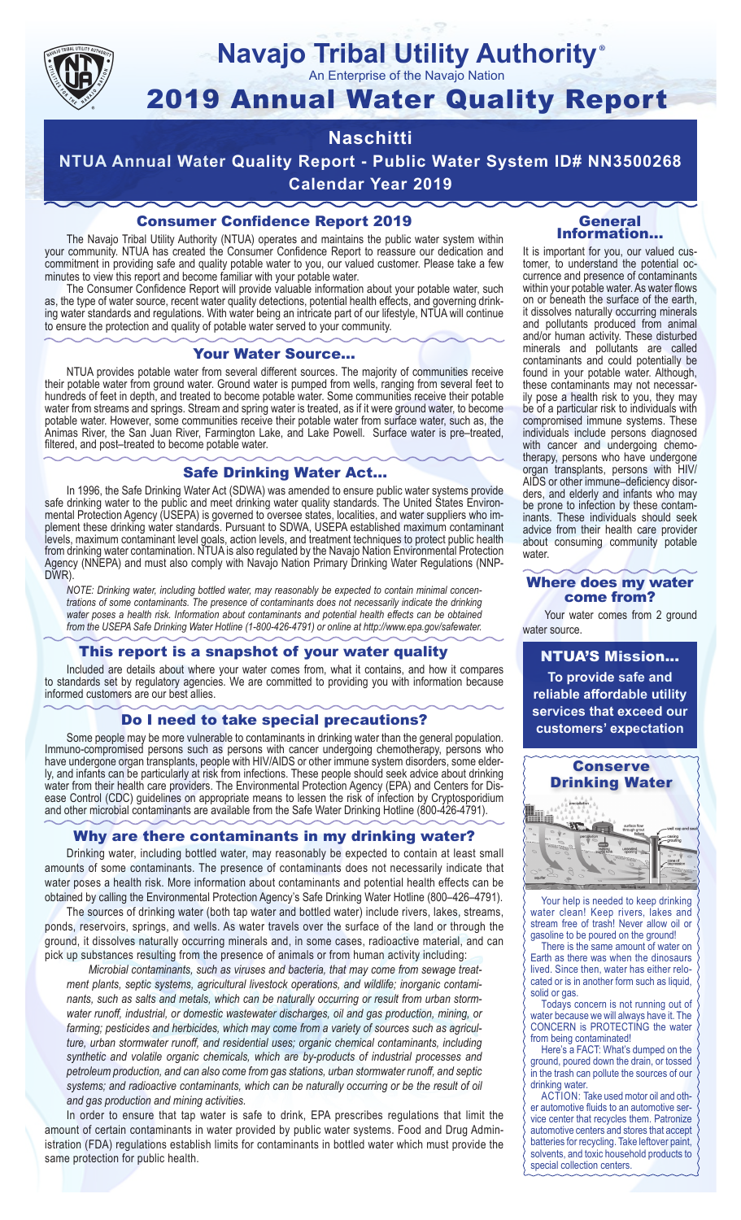# Navajo Tribal Utility Authority®

An Enterprise of the Navajo Nation

# 2019 Annual Water Quality Report

## Naschitti

## NTUA Annual Water Quality Report - Public Water System ID# NN3500268

## Calendar Year 2019

### Consumer Confidence Report 2019

The Navajo Tribal Utility Authority (NTUA) operates and maintains the public water system within your community. NTUA has created the Consumer Confidence Report to reassure our dedication and commitment in providing safe and quality potable water to you, our valued customer. Please take a few minutes to view this report and become familiar with your potable water.

The Consumer Confidence Report will provide valuable information about your potable water, such as, the type of water source, recent water quality detections, potential health effects, and governing drinking water standards and regulations. With water being an intricate part of our lifestyle, NTUA will continue to ensure the protection and quality of potable water served to your community.

### Your Water Source...

NTUA provides potable water from several different sources. The majority of communities receive their potable water from ground water. Ground water is pumped from wells, ranging from several feet to hundreds of feet in depth, and treated to become potable water. Some communities receive their potable water from streams and springs. Stream and spring water is treated, as if it were ground water, to become potable water. However, some communities receive their potable water from surface water, such as, the Animas River, the San Juan River, Farmington Lake, and Lake Powell. Surface water is pre–treated, filtered, and post–treated to become potable water.

### Safe Drinking Water Act...

In 1996, the Safe Drinking Water Act (SDWA) was amended to ensure public water systems provide safe drinking water to the public and meet drinking water quality standards. The United States Environmental Protection Agency (USEPA) is governed to oversee states, localities, and water suppliers who implement these drinking water standards. Pursuant to SDWA, USEPA established maximum contaminant levels, maximum contaminant level goals, action levels, and treatment techniques to protect public health from drinking water contamination. NTUA is also regulated by the Navajo Nation Environmental Protection Agency (NNEPA) and must also comply with Navajo Nation Primary Drinking Water Regulations (NNPDWR).

*NOTE: Drinking water, including bottled water, may reasonably be expected to contain minimal concentrations of some contaminants. The presence of contaminants does not necessarily indicate the drinking water poses a health risk. Information about contaminants and potential health effects can be obtained from the USEPA Safe Drinking Water Hotline (1-800-426-4791) or online at http://www.epa.gov/safewater.*

### This report is a snapshot of your water quality

Included are details about where your water comes from, what it contains, and how it compares to standards set by regulatory agencies. We are committed to providing you with information because informed customers are our best allies.

### Do I need to take special precautions?

Some people may be more vulnerable to contaminants in drinking water than the general population. Immuno-compromised persons such as persons with cancer undergoing chemotherapy, persons who have undergone organ transplants, people with HIV/AIDS or other immune system disorders, some elderly, and infants can be particularly at risk from infections. These people should seek advice about drinking water from their health care providers. The Environmental Protection Agency (EPA) and Centers for Disease Control (CDC) guidelines on appropriate means to lessen the risk of infection by Cryptosporidium and other microbial contaminants are available from the Safe Water Drinking Hotline (800-426-4791).

### Why are there contaminants in my drinking water?

Drinking water, including bottled water, may reasonably be expected to contain at least small amounts of some contaminants. The presence of contaminants does not necessarily indicate that water poses a health risk. More information about contaminants and potential health effects can be obtained by calling the Environmental Protection Agency's Safe Drinking Water Hotline (800–426–4791).

The sources of drinking water (both tap water and bottled water) include rivers, lakes, streams, ponds, reservoirs, springs, and wells. As water travels over the surface of the land or through the ground, it dissolves naturally occurring minerals and, in some cases, radioactive material, and can pick up substances resulting from the presence of animals or from human activity including:

*Microbial contaminants, such as viruses and bacteria, that may come from sewage treatment plants, septic systems, agricultural livestock operations, and wildlife; inorganic contaminants, such as salts and metals, which can be naturally occurring or result from urban stormwater runoff, industrial, or domestic wastewater discharges, oil and gas production, mining, or farming; pesticides and herbicides, which may come from a variety of sources such as agriculture, urban stormwater runoff, and residential uses; organic chemical contaminants, including synthetic and volatile organic chemicals, which are by-products of industrial processes and petroleum production, and can also come from gas stations, urban stormwater runoff, and septic systems; and radioactive contaminants, which can be naturally occurring or be the result of oil and gas production and mining activities.*

In order to ensure that tap water is safe to drink, EPA prescribes regulations that limit the amount of certain contaminants in water provided by public water systems. Food and Drug Administration (FDA) regulations establish limits for contaminants in bottled water which must provide the same protection for public health.

### General Information...

It is important for you, our valued customer, to understand the potential occurrence and presence of contaminants within your potable water. As water flows on or beneath the surface of the earth, it dissolves naturally occurring minerals and pollutants produced from animal and/or human activity. These disturbed minerals and pollutants are called contaminants and could potentially be found in your potable water. Although, these contaminants may not necessarily pose a health risk to you, they may be of a particular risk to individuals with compromised immune systems. These individuals include persons diagnosed with cancer and undergoing chemotherapy, persons who have undergone organ transplants, persons with HIV/AIDS or other immune–deficiency disorders, and elderly and infants who may be prone to infection by these contaminants. These individuals should seek advice from their health care provider about consuming community potable water.

### Where does my water come from?

Your water comes from 2 ground water source.

### NTUA'S Mission...

**To provide safe and reliable affordable utility services that exceed our customers' expectation**

### Conserve Drinking Water

Your help is needed to keep drinking water clean! Keep rivers, lakes and stream free of trash! Never allow oil or gasoline to be poured on the ground!

There is the same amount of water on Earth as there was when the dinosaurs lived. Since then, water has either relocated or is in another form such as liquid, solid or gas.

Todays concern is not running out of water because we will always have it. The CONCERN is PROTECTING the water from being contaminated!

Here's a FACT: What's dumped on the ground, poured down the drain, or tossed in the trash can pollute the sources of our drinking water.

ACTION: Take used motor oil and other automotive fluids to an automotive service center that recycles them. Patronize automotive centers and stores that accept batteries for recycling. Take leftover paint, solvents, and toxic household products to special collection centers.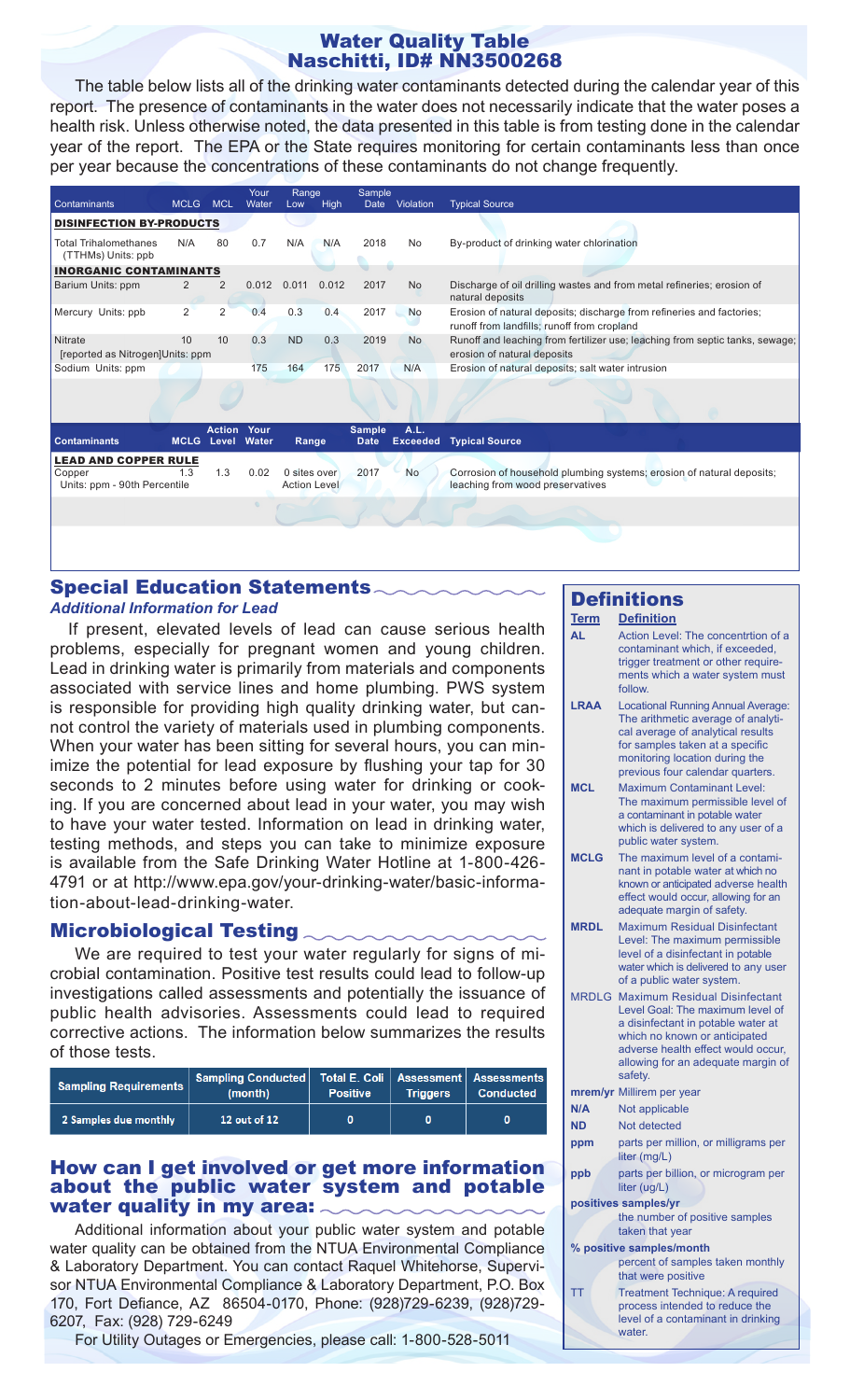# Water Quality Table
## Naschitti, ID# NN3500268

The table below lists all of the drinking water contaminants detected during the calendar year of this report. The presence of contaminants in the water does not necessarily indicate that the water poses a health risk. Unless otherwise noted, the data presented in this table is from testing done in the calendar year of the report. The EPA or the State requires monitoring for certain contaminants less than once per year because the concentrations of these contaminants do not change frequently.

| Contaminants | MCLG | MCL | Your Water | Range Low | Range High | Sample Date | Violation | Typical Source |
|---|---|---|---|---|---|---|---|---|
| **DISINFECTION BY-PRODUCTS** | | | | | | | | |
| Total Trihalomethanes (TTHMs) Units: ppb | N/A | 80 | 0.7 | N/A | N/A | 2018 | No | By-product of drinking water chlorination |
| **INORGANIC CONTAMINANTS** | | | | | | | | |
| Barium Units: ppm | 2 | 2 | 0.012 | 0.011 | 0.012 | 2017 | No | Discharge of oil drilling wastes and from metal refineries; erosion of natural deposits |
| Mercury Units: ppb | 2 | 2 | 0.4 | 0.3 | 0.4 | 2017 | No | Erosion of natural deposits; discharge from refineries and factories; runoff from landfills; runoff from cropland |
| Nitrate [reported as Nitrogen]Units: ppm | 10 | 10 | 0.3 | ND | 0.3 | 2019 | No | Runoff and leaching from fertilizer use; leaching from septic tanks, sewage; erosion of natural deposits |
| Sodium Units: ppm | | | 175 | 164 | 175 | 2017 | N/A | Erosion of natural deposits; salt water intrusion |

| Contaminants | MCLG | Action Level | Your Water | Range | Sample Date | A.L. Exceeded | Typical Source |
|---|---|---|---|---|---|---|---|
| **LEAD AND COPPER RULE** | | | | | | | |
| Copper Units: ppm - 90th Percentile | 1.3 | 1.3 | 0.02 | 0 sites over Action Level | 2017 | No | Corrosion of household plumbing systems; erosion of natural deposits; leaching from wood preservatives |

## Special Education Statements

***Additional Information for Lead***

If present, elevated levels of lead can cause serious health problems, especially for pregnant women and young children. Lead in drinking water is primarily from materials and components associated with service lines and home plumbing. PWS system is responsible for providing high quality drinking water, but cannot control the variety of materials used in plumbing components. When your water has been sitting for several hours, you can minimize the potential for lead exposure by flushing your tap for 30 seconds to 2 minutes before using water for drinking or cooking. If you are concerned about lead in your water, you may wish to have your water tested. Information on lead in drinking water, testing methods, and steps you can take to minimize exposure is available from the Safe Drinking Water Hotline at 1-800-426-4791 or at http://www.epa.gov/your-drinking-water/basic-information-about-lead-drinking-water.

## Microbiological Testing

We are required to test your water regularly for signs of microbial contamination. Positive test results could lead to follow-up investigations called assessments and potentially the issuance of public health advisories. Assessments could lead to required corrective actions. The information below summarizes the results of those tests.

| Sampling Requirements | Sampling Conducted (month) | Total E. Coli Positive | Assessment Triggers | Assessments Conducted |
|---|---|---|---|---|
| 2 Samples due monthly | 12 out of 12 | 0 | 0 | 0 |

## How can I get involved or get more information about the public water system and potable water quality in my area:

Additional information about your public water system and potable water quality can be obtained from the NTUA Environmental Compliance & Laboratory Department. You can contact Raquel Whitehorse, Supervisor NTUA Environmental Compliance & Laboratory Department, P.O. Box 170, Fort Defiance, AZ 86504-0170, Phone: (928)729-6239, (928)729-6207, Fax: (928) 729-6249

For Utility Outages or Emergencies, please call: 1-800-528-5011

## Definitions

| Term | Definition |
|---|---|
| AL | Action Level: The concentrtion of a contaminant which, if exceeded, trigger treatment or other requirements which a water system must follow. |
| LRAA | Locational Running Annual Average: The arithmetic average of analytical average of analytical results for samples taken at a specific monitoring location during the previous four calendar quarters. |
| MCL | Maximum Contaminant Level: The maximum permissible level of a contaminant in potable water which is delivered to any user of a public water system. |
| MCLG | The maximum level of a contaminant in potable water at which no known or anticipated adverse health effect would occur, allowing for an adequate margin of safety. |
| MRDL | Maximum Residual Disinfectant Level: The maximum permissible level of a disinfectant in potable water which is delivered to any user of a public water system. |
| MRDLG | Maximum Residual Disinfectant Level Goal: The maximum level of a disinfectant in potable water at which no known or anticipated adverse health effect would occur, allowing for an adequate margin of safety. |
| mrem/yr | Millirem per year |
| N/A | Not applicable |
| ND | Not detected |
| ppm | parts per million, or milligrams per liter (mg/L) |
| ppb | parts per billion, or microgram per liter (ug/L) |
| positives samples/yr | the number of positive samples taken that year |
| % positive samples/month | percent of samples taken monthly that were positive |
| TT | Treatment Technique: A required process intended to reduce the level of a contaminant in drinking water. |